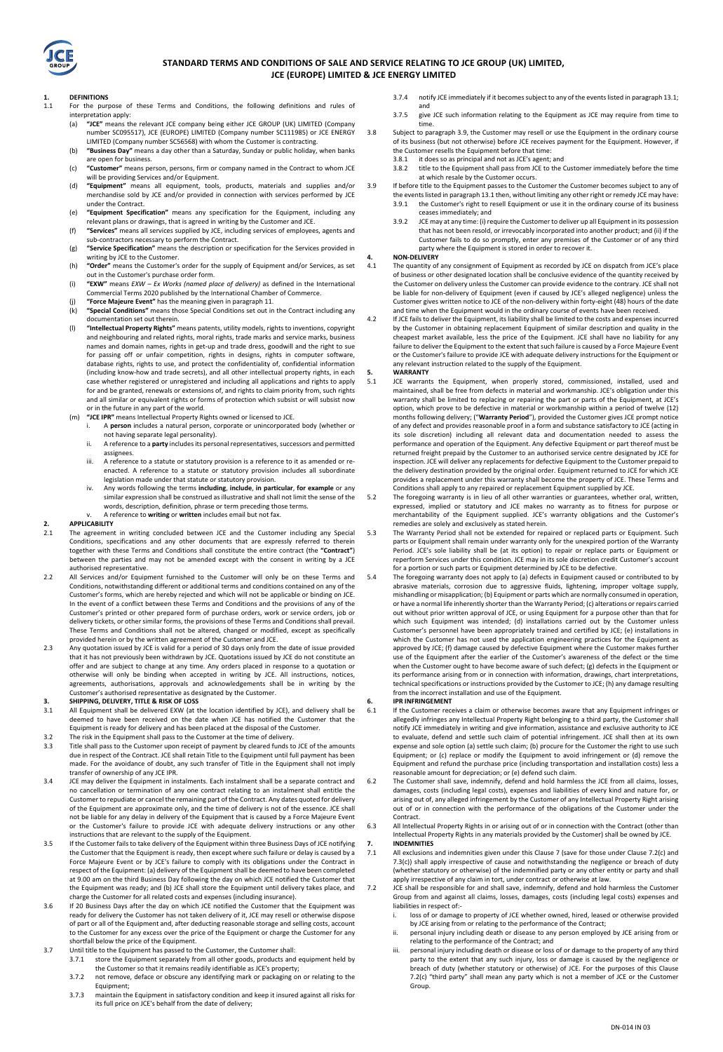# STANDARD TERMS AND CONDITIONS OF SALE AND SERVICE RELATING TO JCE GROUP (UK) LIMITED, JCE (EUROPE) LIMITED & JCE ENERGY LIMITED

## 1. DEFINITIONS

1.1 For the purpose of these Terms and Conditions, the following definitions and rules of interpretation apply:

(a) **"JCE"** means the relevant JCE company being either JCE GROUP (UK) LIMITED (Company number SC095517), JCE (EUROPE) LIMITED (Company number SC111985) or JCE ENERGY LIMITED (Company number SC56568) with whom the Customer is contracting.

(b) **"Business Day"** means a day other than a Saturday, Sunday or public holiday, when banks are open for business.

(c) **"Customer"** means person, persons, firm or company named in the Contract to whom JCE will be providing Services and/or Equipment.

(d) **"Equipment"** means all equipment, tools, products, materials and supplies and/or merchandise sold by JCE and/or provided in connection with services performed by JCE under the Contract.

(e) **"Equipment Specification"** means any specification for the Equipment, including any relevant plans or drawings, that is agreed in writing by the Customer and JCE.

(f) **"Services"** means all services supplied by JCE, including services of employees, agents and sub-contractors necessary to perform the Contract.

(g) **"Service Specification"** means the description or specification for the Services provided in writing by JCE to the Customer.

(h) **"Order"** means the Customer's order for the supply of Equipment and/or Services, as set out in the Customer's purchase order form.

(i) **"EXW"** means *EXW – Ex Works (named place of delivery)* as defined in the International Commercial Terms 2020 published by the International Chamber of Commerce.

(j) **"Force Majeure Event"** has the meaning given in paragraph 11.

(k) **"Special Conditions"** means those Special Conditions set out in the Contract including any documentation set out therein.

(l) **"Intellectual Property Rights"** means patents, utility models, rights to inventions, copyright and neighbouring and related rights, moral rights, trade marks and service marks, business names and domain names, rights in get-up and trade dress, goodwill and the right to sue for passing off or unfair competition, rights in designs, rights in computer software, database rights, rights to use, and protect the confidentiality of, confidential information (including know-how and trade secrets), and all other intellectual property rights, in each case whether registered or unregistered and including all applications and rights to apply for and be granted, renewals or extensions of, and rights to claim priority from, such rights and all similar or equivalent rights or forms of protection which subsist or will subsist now or in the future in any part of the world.

(m) **"JCE IPR"** means Intellectual Property Rights owned or licensed to JCE.

i. A **person** includes a natural person, corporate or unincorporated body (whether or not having separate legal personality).

ii. A reference to a **party** includes its personal representatives, successors and permitted assignees.

iii. A reference to a statute or statutory provision is a reference to it as amended or re-enacted. A reference to a statute or statutory provision includes all subordinate legislation made under that statute or statutory provision.

iv. Any words following the terms **including**, **include**, **in particular**, **for example** or any similar expression shall be construed as illustrative and shall not limit the sense of the words, description, definition, phrase or term preceding those terms.

v. A reference to **writing** or **written** includes email but not fax.

## 2. APPLICABILITY

2.1 The agreement in writing concluded between JCE and the Customer including any Special Conditions, specifications and any other documents that are expressly referred to therein together with these Terms and Conditions shall constitute the entire contract (the **"Contract"**) between the parties and may not be amended except with the consent in writing by a JCE authorised representative.

2.2 All Services and/or Equipment furnished to the Customer will only be on these Terms and Conditions, notwithstanding different or additional terms and conditions contained on any of the Customer's forms, which are hereby rejected and which will not be applicable or binding on JCE. In the event of a conflict between these Terms and Conditions and the provisions of any of the Customer's printed or other prepared form of purchase orders, work or service orders, job or delivery tickets, or other similar forms, the provisions of these Terms and Conditions shall prevail. These Terms and Conditions shall not be altered, changed or modified, except as specifically provided herein or by the written agreement of the Customer and JCE.

2.3 Any quotation issued by JCE is valid for a period of 30 days only from the date of issue provided that it has not previously been withdrawn by JCE. Quotations issued by JCE do not constitute an offer and are subject to change at any time. Any orders placed in response to a quotation or otherwise will only be binding when accepted in writing by JCE. All instructions, notices, agreements, authorisations, approvals and acknowledgements shall be in writing by the Customer's authorised representative as designated by the Customer.

## 3. SHIPPING, DELIVERY, TITLE & RISK OF LOSS

3.1 All Equipment shall be delivered EXW (at the location identified by JCE), and delivery shall be deemed to have been received on the date when JCE has notified the Customer that the Equipment is ready for delivery and has been placed at the disposal of the Customer.

3.2 The risk in the Equipment shall pass to the Customer at the time of delivery.

3.3 Title shall pass to the Customer upon receipt of payment by cleared funds to JCE of the amounts due in respect of the Contract. JCE shall retain Title to the Equipment until full payment has been made. For the avoidance of doubt, any such transfer of Title in the Equipment shall not imply transfer of ownership of any JCE IPR.

3.4 JCE may deliver the Equipment in instalments. Each instalment shall be a separate contract and no cancellation or termination of any one contract relating to an instalment shall entitle the Customer to repudiate or cancel the remaining part of the Contract. Any dates quoted for delivery of the Equipment are approximate only, and the time of delivery is not of the essence. JCE shall not be liable for any delay in delivery of the Equipment that is caused by a Force Majeure Event or the Customer's failure to provide JCE with adequate delivery instructions or any other instructions that are relevant to the supply of the Equipment.

3.5 If the Customer fails to take delivery of the Equipment within three Business Days of JCE notifying the Customer that the Equipment is ready, then except where such failure or delay is caused by a Force Majeure Event or by JCE's failure to comply with its obligations under the Contract in respect of the Equipment: (a) delivery of the Equipment shall be deemed to have been completed at 9.00 am on the third Business Day following the day on which JCE notified the Customer that the Equipment was ready; and (b) JCE shall store the Equipment until delivery takes place, and charge the Customer for all related costs and expenses (including insurance).

3.6 If 20 Business Days after the day on which JCE notified the Customer that the Equipment was ready for delivery the Customer has not taken delivery of it, JCE may resell or otherwise dispose of part or all of the Equipment and, after deducting reasonable storage and selling costs, account to the Customer for any excess over the price of the Equipment or charge the Customer for any shortfall below the price of the Equipment.

3.7 Until title to the Equipment has passed to the Customer, the Customer shall:

3.7.1 store the Equipment separately from all other goods, products and equipment held by the Customer so that it remains readily identifiable as JCE's property;

3.7.2 not remove, deface or obscure any identifying mark or packaging on or relating to the Equipment;

3.7.3 maintain the Equipment in satisfactory condition and keep it insured against all risks for its full price on JCE's behalf from the date of delivery;

3.7.4 notify JCE immediately if it becomes subject to any of the events listed in paragraph 13.1; and

3.7.5 give JCE such information relating to the Equipment as JCE may require from time to time.

3.8 Subject to paragraph 3.9, the Customer may resell or use the Equipment in the ordinary course of its business (but not otherwise) before JCE receives payment for the Equipment. However, if the Customer resells the Equipment before that time:

3.8.1 it does so as principal and not as JCE's agent; and

3.8.2 title to the Equipment shall pass from JCE to the Customer immediately before the time at which resale by the Customer occurs.

3.9 If before title to the Equipment passes to the Customer the Customer becomes subject to any of the events listed in paragraph 13.1 then, without limiting any other right or remedy JCE may have:

3.9.1 the Customer's right to resell Equipment or use it in the ordinary course of its business ceases immediately; and

3.9.2 JCE may at any time: (i) require the Customer to deliver up all Equipment in its possession that has not been resold, or irrevocably incorporated into another product; and (ii) if the Customer fails to do so promptly, enter any premises of the Customer or of any third party where the Equipment is stored in order to recover it.

## 4. NON-DELIVERY

4.1 The quantity of any consignment of Equipment as recorded by JCE on dispatch from JCE's place of business or other designated location shall be conclusive evidence of the quantity received by the Customer on delivery unless the Customer can provide evidence to the contrary. JCE shall not be liable for non-delivery of Equipment (even if caused by JCE's alleged negligence) unless the Customer gives written notice to JCE of the non-delivery within forty-eight (48) hours of the date and time when the Equipment would in the ordinary course of events have been received.

4.2 If JCE fails to deliver the Equipment, its liability shall be limited to the costs and expenses incurred by the Customer in obtaining replacement Equipment of similar description and quality in the cheapest market available, less the price of the Equipment. JCE shall have no liability for any failure to deliver the Equipment to the extent that such failure is caused by a Force Majeure Event or the Customer's failure to provide JCE with adequate delivery instructions for the Equipment or any relevant instruction related to the supply of the Equipment.

## 5. WARRANTY

5.1 JCE warrants the Equipment, when properly stored, commissioned, installed, used and maintained, shall be free from defects in material and workmanship. JCE's obligation under this warranty shall be limited to replacing or repairing the part or parts of the Equipment, at JCE's option, which prove to be defective in material or workmanship within a period of twelve (12) months following delivery; ("**Warranty Period**"), provided the Customer gives JCE prompt notice of any defect and provides reasonable proof in a form and substance satisfactory to JCE (acting in its sole discretion) including all relevant data and documentation needed to assess the performance and operation of the Equipment. Any defective Equipment or part thereof must be returned freight prepaid by the Customer to an authorised service centre designated by JCE for inspection. JCE will deliver any replacements for defective Equipment to the Customer prepaid to the delivery destination provided by the original order. Equipment returned to JCE for which JCE provides a replacement under this warranty shall become the property of JCE. These Terms and Conditions shall apply to any repaired or replacement Equipment supplied by JCE.

5.2 The foregoing warranty is in lieu of all other warranties or guarantees, whether oral, written, expressed, implied or statutory and JCE makes no warranty as to fitness for purpose or merchantability of the Equipment supplied. JCE's warranty obligations and the Customer's remedies are solely and exclusively as stated herein.

5.3 The Warranty Period shall not be extended for repaired or replaced parts or Equipment. Such parts or Equipment shall remain under warranty only for the unexpired portion of the Warranty Period. JCE's sole liability shall be (at its option) to repair or replace parts or Equipment or reperform Services under this condition. JCE may in its sole discretion credit Customer's account for a portion or such parts or Equipment determined by JCE to be defective.

5.4 The foregoing warranty does not apply to (a) defects in Equipment caused or contributed to by abrasive materials, corrosion due to aggressive fluids, lightening, improper voltage supply, mishandling or misapplication; (b) Equipment or parts which are normally consumed in operation, or have a normal life inherently shorter than the Warranty Period; (c) alterations or repairs carried out without prior written approval of JCE, or using Equipment for a purpose other than that for which such Equipment was intended; (d) installations carried out by the Customer unless Customer's personnel have been appropriately trained and certified by JCE; (e) installations in which the Customer has not used the application engineering practices for the Equipment as approved by JCE; (f) damage caused by defective Equipment where the Customer makes further use of the Equipment after the earlier of the Customer's awareness of the defect or the time when the Customer ought to have become aware of such defect; (g) defects in the Equipment or its performance arising from or in connection with information, drawings, chart interpretations, technical specifications or instructions provided by the Customer to JCE; (h) any damage resulting from the incorrect installation and use of the Equipment.

## 6. IPR INFRINGEMENT

6.1 If the Customer receives a claim or otherwise becomes aware that any Equipment infringes or allegedly infringes any Intellectual Property Right belonging to a third party, the Customer shall notify JCE immediately in writing and give information, assistance and exclusive authority to JCE to evaluate, defend and settle such claim of potential infringement. JCE shall then at its own expense and sole option (a) settle such claim; (b) procure for the Customer the right to use such Equipment; or (c) replace or modify the Equipment to avoid infringement or (d) remove the Equipment and refund the purchase price (including transportation and installation costs) less a reasonable amount for depreciation; or (e) defend such claim.

6.2 The Customer shall save, indemnify, defend and hold harmless the JCE from all claims, losses, damages, costs (including legal costs), expenses and liabilities of every kind and nature for, or arising out of, any alleged infringement by the Customer of any Intellectual Property Right arising out of or in connection with the performance of the obligations of the Customer under the Contract.

6.3 All Intellectual Property Rights in or arising out of or in connection with the Contract (other than Intellectual Property Rights in any materials provided by the Customer) shall be owned by JCE.

## 7. INDEMNITIES

7.1 All exclusions and indemnities given under this Clause 7 (save for those under Clause 7.2(c) and 7.3(c)) shall apply irrespective of cause and notwithstanding the negligence or breach of duty (whether statutory or otherwise) of the indemnified party or any other entity or party and shall apply irrespective of any claim in tort, under contract or otherwise at law.

7.2 JCE shall be responsible for and shall save, indemnify, defend and hold harmless the Customer Group from and against all claims, losses, damages, costs (including legal costs) expenses and liabilities in respect of:-

i. loss of or damage to property of JCE whether owned, hired, leased or otherwise provided by JCE arising from or relating to the performance of the Contract;

ii. personal injury including death or disease to any person employed by JCE arising from or relating to the performance of the Contract; and

iii. personal injury including death or disease or loss of or damage to the property of any third party to the extent that any such injury, loss or damage is caused by the negligence or breach of duty (whether statutory or otherwise) of JCE. For the purposes of this Clause 7.2(c) "third party" shall mean any party which is not a member of JCE or the Customer Group.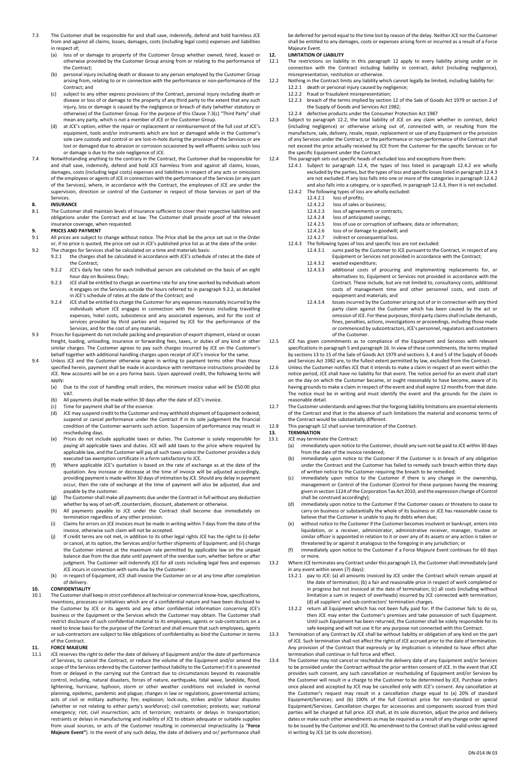7.3 The Customer shall be responsible for and shall save, indemnify, defend and hold harmless JCE from and against all claims, losses, damages, costs (including legal costs) expenses and liabilities in respect of;

(a) loss of or damage to property of the Customer Group whether owned, hired, leased or otherwise provided by the Customer Group arising from or relating to the performance of the Contract;

(b) personal injury including death or disease to any person employed by the Customer Group arising from, relating to or in connection with the performance or non-performance of the Contract; and

(c) subject to any other express provisions of the Contract, personal injury including death or disease or loss of or damage to the property of any third party to the extent that any such injury, loss or damage is caused by the negligence or breach of duty (whether statutory or otherwise) of the Customer Group. For the purpose of this Clause 7.3(c) "Third Party" shall mean any party, which is not a member of JCE or the Customer Group.

(d) at JCE's option, either the repair or replacement or reimbursement of the full cost of JCE's equipment, tools and/or instruments which are lost or damaged while in the Customer's sole care custody and control or are lost-in-hole during the provision of the Services or are lost or damaged due to abrasion or corrosion occasioned by well effluents unless such loss or damage is due to the sole negligence of JCE.

7.4 Notwithstanding anything to the contrary in the Contract, the Customer shall be responsible for and shall save, indemnify, defend and hold JCE harmless from and against all claims, losses, damages, costs (including legal costs) expenses and liabilities in respect of any acts or omissions of the employees or agents of JCE in connection with the performance of the Services (or any part of the Services), where, in accordance with the Contract, the employees of JCE are under the supervision, direction or control of the Customer in respect of those Services or part of the Services.

## 8. INSURANCE

8.1 The Customer shall maintain levels of insurance sufficient to cover their respective liabilities and obligations under the Contract and at law. The Customer shall provide proof of the relevant insurance coverage, when requested.

## 9. PRICES AND PAYMENT

9.1 All prices are subject to change without notice. The Price shall be the price set out in the Order or, if no price is quoted, the price set out in JCE's published price list as at the date of the order.

9.2 The charges for Services shall be calculated on a time and materials basis:

9.2.1 the charges shall be calculated in accordance with JCE's schedule of rates at the date of the Contract;

9.2.2 JCE's daily fee rates for each individual person are calculated on the basis of an eight hour day on Business Days;

9.2.3 JCE shall be entitled to charge an overtime rate for any time worked by individuals whom it engages on the Services outside the hours referred to in paragraph 9.2.2, as detailed in JCE's schedule of rates at the date of the Contract; and

9.2.4 JCE shall be entitled to charge the Customer for any expenses reasonably incurred by the individuals whom JCE engages in connection with the Services including travelling expenses, hotel costs, subsistence and any associated expenses, and for the cost of services provided by third parties and required by JCE for the performance of the Services, and for the cost of any materials.

9.3 Prices for Equipment do not include packing and preparation of export shipment, inland or ocean freight, loading, unloading, insurance or forwarding fees, taxes, or duties of any kind or other similar charges. The Customer agrees to pay such charges incurred by JCE on the Customer's behalf together with additional handling charges upon receipt of JCE's invoice for the same.

9.4 Unless JCE and the Customer otherwise agree in writing to payment terms other than those specified herein, payment shall be made in accordance with remittance instructions provided by JCE. New accounts will be on a pro forma basis. Upon approved credit, the following terms will apply:

(a) Due to the cost of handling small orders, the minimum invoice value will be £50.00 plus VAT.

(b) All payments shall be made within 30 days after the date of JCE's invoice.

(c) Time for payment shall be of the essence.

(d) JCE may suspend credit to the Customer and may withhold shipment of Equipment ordered, suspend or cancel performance under the Contract if in its sole judgement the financial condition of the Customer warrants such action. Suspension of performance may result in rescheduling days.

(e) Prices do not include applicable taxes or duties. The Customer is solely responsible for paying all applicable taxes and duties. JCE will add taxes to the price where required by applicable law, and the Customer will pay all such taxes unless the Customer provides a duly executed tax exemption certificate in a form satisfactory to JCE.

(f) Where applicable JCE's quotation is based on the rate of exchange as at the date of the quotation. Any increase or decrease at the time of invoice will be adjusted accordingly, providing payment is made within 30 days of intimation by JCE. Should any delay in payment occur, then the rate of exchange at the time of payment will also be adjusted, due and payable by the customer.

(g) The Customer shall make all payments due under the Contract in full without any deduction whether by way of set-off, counterclaim, discount, abatement or otherwise.

(h) All payments payable to JCE under the Contract shall become due immediately on termination regardless of any other provision.

(i) Claims for errors on JCE invoices must be made in writing within 7 days from the date of the invoice, otherwise such claim will not be accepted.

(j) If credit terms are not met, in addition to its other legal rights JCE has the right to (i) defer or cancel, at its option, the Services and/or further shipments of Equipment; and (ii) charge the Customer interest at the maximum rate permitted by applicable law on the unpaid balance due from the due date until payment of the overdue sum, whether before or after judgment. The Customer will indemnify JCE for all costs including legal fees and expenses JCE incurs in connection with sums due by the Customer.

(k) in respect of Equipment, JCE shall invoice the Customer on or at any time after completion of delivery.

## 10. CONFIDENTIALITY

10.1 The Customer shall keep in strict confidence all technical or commercial know-how, specifications, inventions, processes or initiatives which are of a confidential nature and have been disclosed to the Customer by JCE or its agents and any other confidential information concerning JCE's business or the Equipment or the Services which the Customer may obtain. The Customer shall restrict disclosure of such confidential material to its employees, agents or sub-contractors on a need to know basis for the purpose of the Contract and shall ensure that such employees, agents or sub-contractors are subject to like obligations of confidentiality as bind the Customer in terms of the Contract.

## 11. FORCE MAJEURE

11.1 JCE reserves the right to defer the date of delivery of Equipment and/or the date of performance of Services, to cancel the Contract, or reduce the volume of the Equipment and/or amend the scope of the Services ordered by the Customer (without liability to the Customer) if it is prevented from or delayed in the carrying out the Contract due to circumstances beyond its reasonable control, including, natural disasters, forces of nature, earthquake, tidal wave, landslide, flood, lightening, hurricane, typhoon, storm or other weather conditions not included in normal planning, epidemic, pandemic and plague; changes in law or regulations, governmental actions; acts of civil or military authority; fire; explosion; lock-outs, strikes and/or labour disputes (whether or not relating to either party's workforce); civil commotion; protests; war; national emergency; riot; civil insurrection; acts of terrorism; restraints or delays in transportation; restraints or delays in manufacturing and inability of JCE to obtain adequate or suitable supplies from usual sources, or acts of the Customer resulting in commercial impracticality (a "**Force Majeure Event**"). In the event of any such delay, the date of delivery and or/ performance shall be deferred for period equal to the time lost by reason of the delay. Neither JCE nor the Customer shall be entitled to any damages, costs or expenses arising form or incurred as a result of a Force Majeure Event,

## 12. LIMITATION OF LIABILITY

12.1 The restrictions on liability in this paragraph 12 apply to every liability arising under or in connection with the Contract including liability in contract, delict (including negligence), misrepresentation, restitution or otherwise.

12.2 Nothing in the Contract limits any liability which cannot legally be limited, including liability for:

12.2.1 death or personal injury caused by negligence;

12.2.2 fraud or fraudulent misrepresentation;

12.2.3 breach of the terms implied by section 12 of the Sale of Goods Act 1979 or section 2 of the Supply of Goods and Services Act 1982;

12.2.4 defective products under the Consumer Protection Act 1987

12.3 Subject to paragraph 12.2, the total liability of JCE on any claim whether in contract, delict (including negligence) or otherwise arising out of, connected with, or resulting from the manufacture, sale, delivery, resale, repair, replacement or use of any Equipment or the provision of any Services under the Contract, or the performance or non-performance of the Contract shall not exceed the price actually received by JCE from the Customer for the specific Services or for the specific Equipment under the Contract.

12.4 This paragraph sets out specific heads of excluded loss and exceptions from them:

12.4.1 Subject to paragraph 12.4, the types of loss listed in paragraph 12.4.2 are wholly excluded by the parties, but the types of loss and specific losses listed in paragraph 12.4.3 are not excluded. If any loss falls into one or more of the categories in paragraph 12.4.2 and also falls into a category, or is specified, in paragraph 12.4.3, then it is not excluded.

12.4.2 The following types of loss are wholly excluded:

12.4.2.1 loss of profits;

12.4.2.2 loss of sales or business;

12.4.2.3 loss of agreements or contracts;

12.4.2.4 loss of anticipated savings;

12.4.2.5 loss of use or corruption of software, data or information;

12.4.2.6 loss of or damage to goodwill; and

12.4.2.7 indirect or consequential loss.

12.4.3 The following types of loss and specific loss are not excluded:

12.4.3.1 sums paid by the Customer to JCE pursuant to the Contract, in respect of any Equipment or Services not provided in accordance with the Contract;

12.4.3.2 wasted expenditure;

12.4.3.3 additional costs of procuring and implementing replacements for, or alternatives to, Equipment or Services not provided in accordance with the Contract. These include, but are not limited to, consultancy costs, additional costs of management time and other personnel costs, and costs of equipment and materials; and

12.4.3.4 losses incurred by the Customer arising out of or in connection with any third party claim against the Customer which has been caused by the act or omission of JCE. For these purposes, third party claims shall include demands, fines, penalties, actions, investigations or proceedings, including those made or commenced by subcontractors, JCE's personnel, regulators and customers of the Customer.

12.5 JCE has given commitments as to compliance of the Equipment and Services with relevant specifications in paragraph 5 and paragraph 16. In view of these commitments, the terms implied by sections 13 to 15 of the Sale of Goods Act 1979 and sections 3, 4 and 5 of the Supply of Goods and Services Act 1982 are, to the fullest extent permitted by law, excluded from the Contract.

12.6 Unless the Customer notifies JCE that it intends to make a claim in respect of an event within the notice period, JCE shall have no liability for that event. The notice period for an event shall start on the day on which the Customer became, or ought reasonably to have become, aware of its having grounds to make a claim in respect of the event and shall expire 12 months from that date. The notice must be in writing and must identify the event and the grounds for the claim in reasonable detail.

12.7 The Customer understands and agrees that the forgoing liability limitations are essential elements of the Contract and that in the absence of such limitations the material and economic terms of the Contract would be substantially different.

12.8 This paragraph 12 shall survive termination of the Contract.

## 13. TERMINATION

13.1 JCE may terminate the Contract:

(a) immediately upon notice to the Customer, should any sum not be paid to JCE within 30 days from the date of the invoice rendered;

(b) immediately upon notice to the Customer if the Customer is in breach of any obligation under the Contract and the Customer has failed to remedy such breach within thirty days of written notice to the Customer requiring the breach to be remedied;

(c) immediately upon notice to the Customer if there is any change in the ownership, management or Control of the Customer (Control for these purposes having the meaning given in section 1124 of the Corporation Tax Act 2010, and the expression change of Control shall be construed accordingly);

(d) immediately upon notice to the Customer if the Customer ceases or threatens to cease to carry on business or substantially the whole of its business or JCE has reasonable cause to believe that the Customer is unable to pay its debts when due;

(e) without notice to the Customer if the Customer becomes insolvent or bankrupt, enters into liquidation, or a receiver, administrator, administrative receiver, manager, trustee or similar officer is appointed in relation to it or over any of its assets or any action is taken or threatened by or against it analogous to the foregoing in any jurisdiction; or

(f) immediately upon notice to the Customer if a Force Majeure Event continues for 60 days or more.

13.2 Where JCE terminates any Contract under this paragraph 13, the Customer shall immediately (and in any event within seven (7) days):

13.2.1 pay to JCE: (a) all amounts invoiced by JCE under the Contract which remain unpaid at the date of termination; (b) a fair and reasonable price in respect of work completed or in progress but not invoiced at the date of termination; (c) all costs (including without limitation a sum in respect of overheads) incurred by JCE connected with termination; (d) all suppliers' and sub-contractors' termination charges.

13.2.2 return all Equipment which has not been fully paid for. If the Customer fails to do so, then JCE may enter the Customer's premises and take possession of such Equipment. Until such Equipment has been returned, the Customer shall be solely responsible for its safe keeping and will not use it for any purpose not connected with this Contract.

13.3 Termination of any Contract by JCE shall be without liability or obligation of any kind on the part of JCE. Such termination shall not affect the rights of JCE accrued prior to the date of termination. Any provision of the Contract that expressly or by implication is intended to have effect after termination shall continue in full force and effect.

13.4 The Customer may not cancel or reschedule the delivery date of any Equipment and/or Services to be provided under the Contract without the prior written consent of JCE. In the event that JCE provides such consent, any such cancellation or rescheduling of Equipment and/or Services by the Customer will result in a charge to the Customer to be determined by JCE. Purchase orders once placed and accepted by JCE may be cancelled only with JCE's consent. Any cancellation at the Customer's request may result in a cancellation charge equal to (a) 20% of standard Equipment/Services; and (b) 100% of the full Contract price for non-standard or special Equipment/Services. Cancellation charges for accessories and components sourced from third parties will be charged at full price. JCE shall, at its sole discretion, adjust the price and delivery dates or make such other amendments as may be required as a result of any change order agreed to be issued by the Customer and JCE. No amendment to the Contract shall be valid unless agreed in writing by JCE (at its sole discretion).

DN-014 IN 03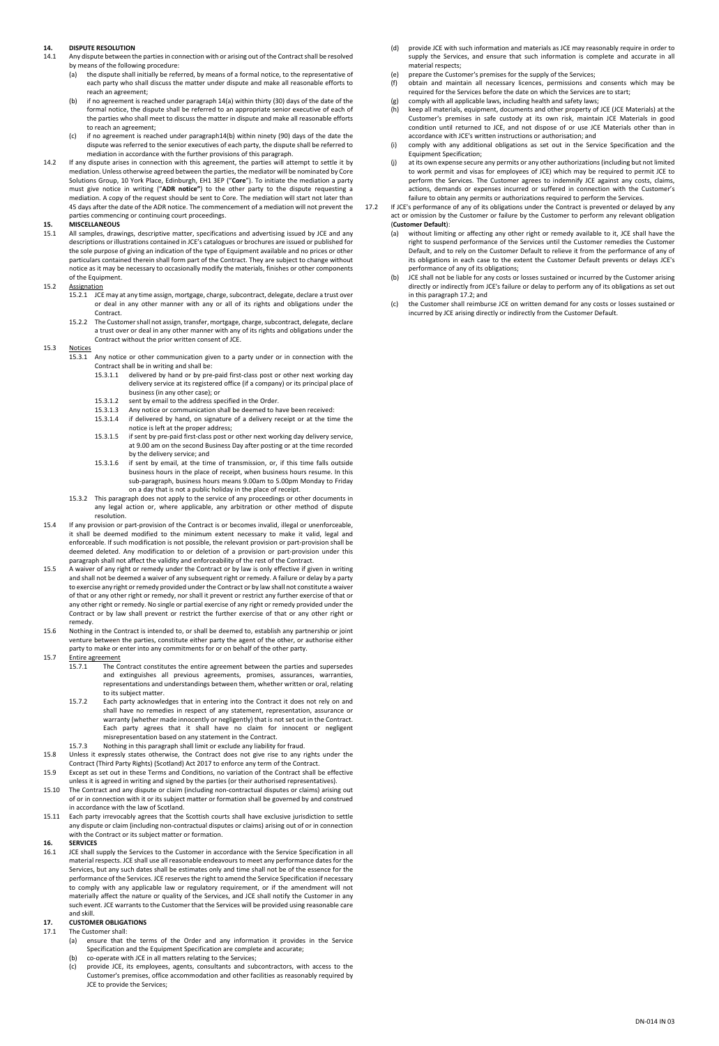## 14. DISPUTE RESOLUTION

14.1 Any dispute between the parties in connection with or arising out of the Contract shall be resolved by means of the following procedure:

(a) the dispute shall initially be referred, by means of a formal notice, to the representative of each party who shall discuss the matter under dispute and make all reasonable efforts to reach an agreement;

(b) if no agreement is reached under paragraph 14(a) within thirty (30) days of the date of the formal notice, the dispute shall be referred to an appropriate senior executive of each of the parties who shall meet to discuss the matter in dispute and make all reasonable efforts to reach an agreement;

(c) if no agreement is reached under paragraph14(b) within ninety (90) days of the date the dispute was referred to the senior executives of each party, the dispute shall be referred to mediation in accordance with the further provisions of this paragraph.

14.2 If any dispute arises in connection with this agreement, the parties will attempt to settle it by mediation. Unless otherwise agreed between the parties, the mediator will be nominated by Core Solutions Group, 10 York Place, Edinburgh, EH1 3EP ("**Core**"). To initiate the mediation a party must give notice in writing ("**ADR notice"**) to the other party to the dispute requesting a mediation. A copy of the request should be sent to Core. The mediation will start not later than 45 days after the date of the ADR notice. The commencement of a mediation will not prevent the parties commencing or continuing court proceedings.

## 15. MISCELLANEOUS

15.1 All samples, drawings, descriptive matter, specifications and advertising issued by JCE and any descriptions or illustrations contained in JCE's catalogues or brochures are issued or published for the sole purpose of giving an indication of the type of Equipment available and no prices or other particulars contained therein shall form part of the Contract. They are subject to change without notice as it may be necessary to occasionally modify the materials, finishes or other components of the Equipment.

15.2 Assignation

15.2.1 JCE may at any time assign, mortgage, charge, subcontract, delegate, declare a trust over or deal in any other manner with any or all of its rights and obligations under the Contract.

15.2.2 The Customer shall not assign, transfer, mortgage, charge, subcontract, delegate, declare a trust over or deal in any other manner with any of its rights and obligations under the Contract without the prior written consent of JCE.

15.3 Notices

15.3.1 Any notice or other communication given to a party under or in connection with the Contract shall be in writing and shall be:

15.3.1.1 delivered by hand or by pre-paid first-class post or other next working day delivery service at its registered office (if a company) or its principal place of business (in any other case); or

15.3.1.2 sent by email to the address specified in the Order.

15.3.1.3 Any notice or communication shall be deemed to have been received:

15.3.1.4 if delivered by hand, on signature of a delivery receipt or at the time the notice is left at the proper address;

15.3.1.5 if sent by pre-paid first-class post or other next working day delivery service, at 9.00 am on the second Business Day after posting or at the time recorded by the delivery service; and

15.3.1.6 if sent by email, at the time of transmission, or, if this time falls outside business hours in the place of receipt, when business hours resume. In this sub-paragraph, business hours means 9.00am to 5.00pm Monday to Friday on a day that is not a public holiday in the place of receipt.

15.3.2 This paragraph does not apply to the service of any proceedings or other documents in any legal action or, where applicable, any arbitration or other method of dispute resolution.

15.4 If any provision or part-provision of the Contract is or becomes invalid, illegal or unenforceable, it shall be deemed modified to the minimum extent necessary to make it valid, legal and enforceable. If such modification is not possible, the relevant provision or part-provision shall be deemed deleted. Any modification to or deletion of a provision or part-provision under this paragraph shall not affect the validity and enforceability of the rest of the Contract.

15.5 A waiver of any right or remedy under the Contract or by law is only effective if given in writing and shall not be deemed a waiver of any subsequent right or remedy. A failure or delay by a party to exercise any right or remedy provided under the Contract or by law shall not constitute a waiver of that or any other right or remedy, nor shall it prevent or restrict any further exercise of that or any other right or remedy. No single or partial exercise of any right or remedy provided under the Contract or by law shall prevent or restrict the further exercise of that or any other right or remedy.

15.6 Nothing in the Contract is intended to, or shall be deemed to, establish any partnership or joint venture between the parties, constitute either party the agent of the other, or authorise either party to make or enter into any commitments for or on behalf of the other party.

15.7 Entire agreement

15.7.1 The Contract constitutes the entire agreement between the parties and supersedes and extinguishes all previous agreements, promises, assurances, warranties, representations and understandings between them, whether written or oral, relating to its subject matter.

15.7.2 Each party acknowledges that in entering into the Contract it does not rely on and shall have no remedies in respect of any statement, representation, assurance or warranty (whether made innocently or negligently) that is not set out in the Contract. Each party agrees that it shall have no claim for innocent or negligent misrepresentation based on any statement in the Contract.

15.7.3 Nothing in this paragraph shall limit or exclude any liability for fraud.

15.8 Unless it expressly states otherwise, the Contract does not give rise to any rights under the Contract (Third Party Rights) (Scotland) Act 2017 to enforce any term of the Contract.

15.9 Except as set out in these Terms and Conditions, no variation of the Contract shall be effective unless it is agreed in writing and signed by the parties (or their authorised representatives).

15.10 The Contract and any dispute or claim (including non-contractual disputes or claims) arising out of or in connection with it or its subject matter or formation shall be governed by and construed in accordance with the law of Scotland.

15.11 Each party irrevocably agrees that the Scottish courts shall have exclusive jurisdiction to settle any dispute or claim (including non-contractual disputes or claims) arising out of or in connection with the Contract or its subject matter or formation.

## 16. SERVICES

16.1 JCE shall supply the Services to the Customer in accordance with the Service Specification in all material respects. JCE shall use all reasonable endeavours to meet any performance dates for the Services, but any such dates shall be estimates only and time shall not be of the essence for the performance of the Services. JCE reserves the right to amend the Service Specification if necessary to comply with any applicable law or regulatory requirement, or if the amendment will not materially affect the nature or quality of the Services, and JCE shall notify the Customer in any such event. JCE warrants to the Customer that the Services will be provided using reasonable care and skill.

## 17. CUSTOMER OBLIGATIONS

17.1 The Customer shall:

(a) ensure that the terms of the Order and any information it provides in the Service Specification and the Equipment Specification are complete and accurate;

(b) co-operate with JCE in all matters relating to the Services;

(c) provide JCE, its employees, agents, consultants and subcontractors, with access to the Customer's premises, office accommodation and other facilities as reasonably required by JCE to provide the Services;

(d) provide JCE with such information and materials as JCE may reasonably require in order to supply the Services, and ensure that such information is complete and accurate in all material respects;

(e) prepare the Customer's premises for the supply of the Services;

(f) obtain and maintain all necessary licences, permissions and consents which may be required for the Services before the date on which the Services are to start;

(g) comply with all applicable laws, including health and safety laws;

(h) keep all materials, equipment, documents and other property of JCE (JCE Materials) at the Customer's premises in safe custody at its own risk, maintain JCE Materials in good condition until returned to JCE, and not dispose of or use JCE Materials other than in accordance with JCE's written instructions or authorisation; and

(i) comply with any additional obligations as set out in the Service Specification and the Equipment Specification;

(j) at its own expense secure any permits or any other authorizations (including but not limited to work permit and visas for employees of JCE) which may be required to permit JCE to perform the Services. The Customer agrees to indemnify JCE against any costs, claims, actions, demands or expenses incurred or suffered in connection with the Customer's failure to obtain any permits or authorizations required to perform the Services.

17.2 If JCE's performance of any of its obligations under the Contract is prevented or delayed by any act or omission by the Customer or failure by the Customer to perform any relevant obligation (**Customer Default**):

(a) without limiting or affecting any other right or remedy available to it, JCE shall have the right to suspend performance of the Services until the Customer remedies the Customer Default, and to rely on the Customer Default to relieve it from the performance of any of its obligations in each case to the extent the Customer Default prevents or delays JCE's performance of any of its obligations;

(b) JCE shall not be liable for any costs or losses sustained or incurred by the Customer arising directly or indirectly from JCE's failure or delay to perform any of its obligations as set out in this paragraph 17.2; and

(c) the Customer shall reimburse JCE on written demand for any costs or losses sustained or incurred by JCE arising directly or indirectly from the Customer Default.

DN-014 IN 03